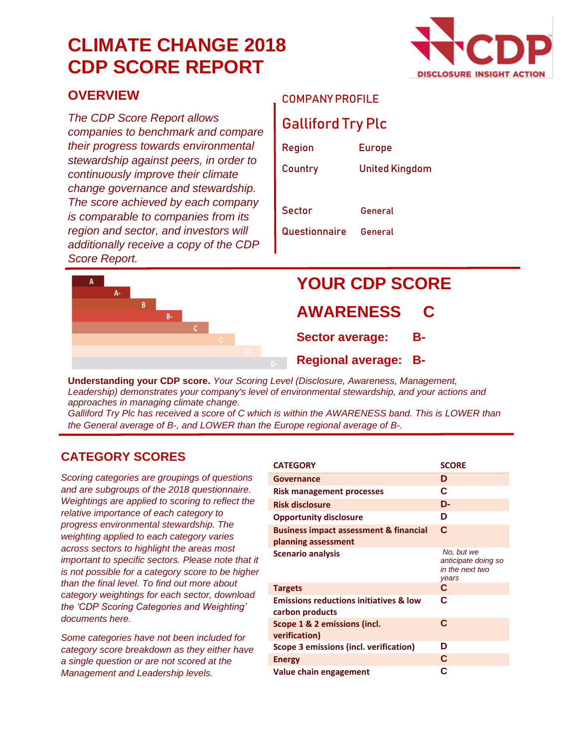# CLIMATE CHANGE 2018 CDP SCORE REPORT

## OVERVIEW

*The CDP Score Report allows companies to benchmark and compare their progress towards environmental stewardship against peers, in order to continuously improve their climate change governance and stewardship. The score achieved by each company is comparable to companies from its region and sector, and investors will additionally receive a copy of the CDP Score Report.*

## COMPANY PROFILE

### Galliford Try Plc

| | |
|---|---|
| Region | Europe |
| Country | United Kingdom |
| Sector | General |
| Questionnaire | General |

## YOUR CDP SCORE

**AWARENESS C**

**Sector average: B-**

**Regional average: B-**

**Understanding your CDP score.** *Your Scoring Level (Disclosure, Awareness, Management, Leadership) demonstrates your company's level of environmental stewardship, and your actions and approaches in managing climate change.*
*Galliford Try Plc has received a score of C which is within the AWARENESS band. This is LOWER than the General average of B-, and LOWER than the Europe regional average of B-.*

## CATEGORY SCORES

*Scoring categories are groupings of questions and are subgroups of the 2018 questionnaire. Weightings are applied to scoring to reflect the relative importance of each category to progress environmental stewardship. The weighting applied to each category varies across sectors to highlight the areas most important to specific sectors. Please note that it is not possible for a category score to be higher than the final level. To find out more about category weightings for each sector, download the 'CDP Scoring Categories and Weighting' documents here.*

*Some categories have not been included for category score breakdown as they either have a single question or are not scored at the Management and Leadership levels.*

| CATEGORY | SCORE |
|---|---|
| Governance | D |
| Risk management processes | C |
| Risk disclosure | D- |
| Opportunity disclosure | D |
| Business impact assessment & financial planning assessment | C |
| Scenario analysis | *No, but we anticipate doing so in the next two years* |
| Targets | C |
| Emissions reductions initiatives & low carbon products | C |
| Scope 1 & 2 emissions (incl. verification) | C |
| Scope 3 emissions (incl. verification) | D |
| Energy | C |
| Value chain engagement | C |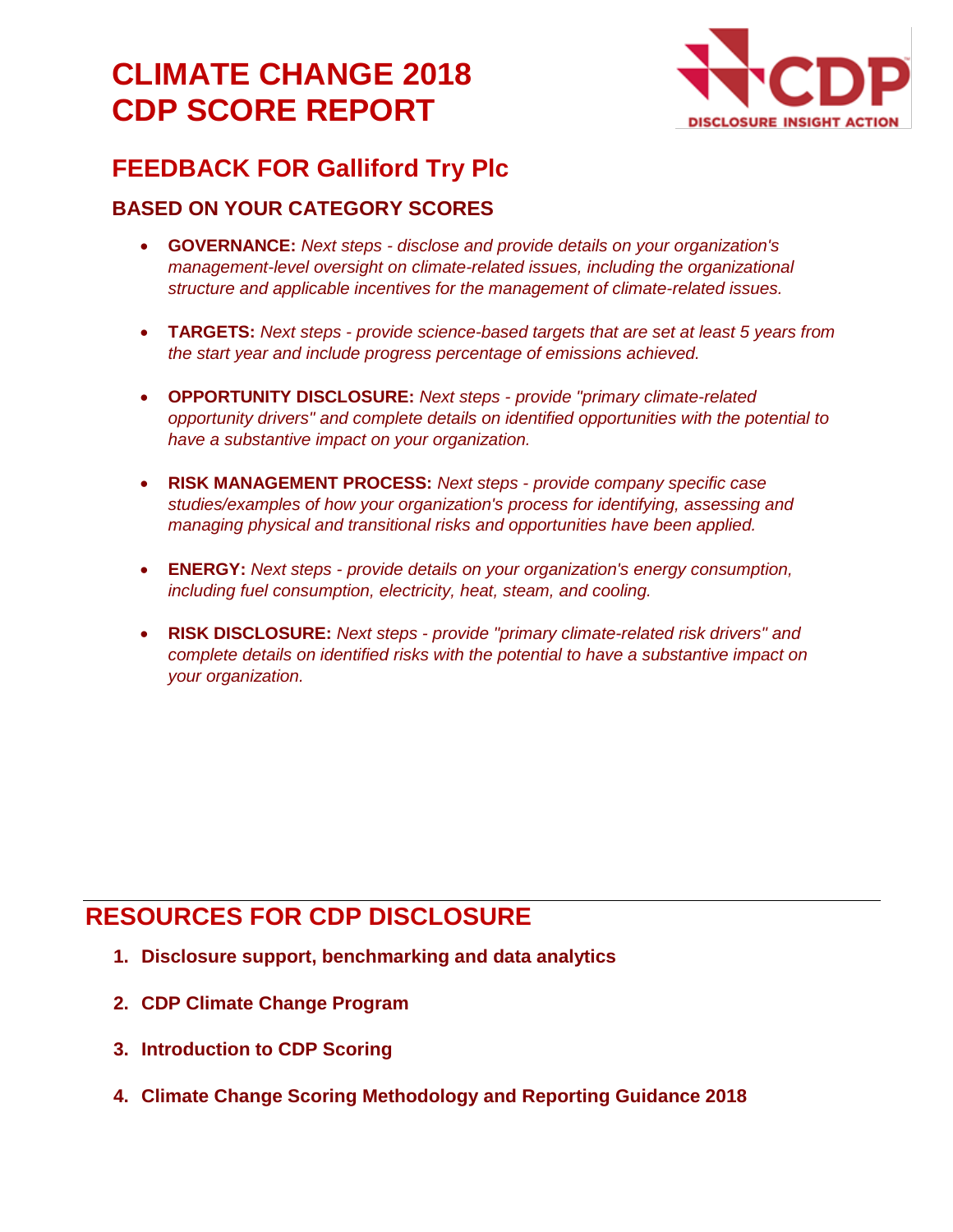# CLIMATE CHANGE 2018
# CDP SCORE REPORT

## FEEDBACK FOR Galliford Try Plc

### BASED ON YOUR CATEGORY SCORES

- **GOVERNANCE:** *Next steps - disclose and provide details on your organization's management-level oversight on climate-related issues, including the organizational structure and applicable incentives for the management of climate-related issues.*

- **TARGETS:** *Next steps - provide science-based targets that are set at least 5 years from the start year and include progress percentage of emissions achieved.*

- **OPPORTUNITY DISCLOSURE:** *Next steps - provide "primary climate-related opportunity drivers" and complete details on identified opportunities with the potential to have a substantive impact on your organization.*

- **RISK MANAGEMENT PROCESS:** *Next steps - provide company specific case studies/examples of how your organization's process for identifying, assessing and managing physical and transitional risks and opportunities have been applied.*

- **ENERGY:** *Next steps - provide details on your organization's energy consumption, including fuel consumption, electricity, heat, steam, and cooling.*

- **RISK DISCLOSURE:** *Next steps - provide "primary climate-related risk drivers" and complete details on identified risks with the potential to have a substantive impact on your organization.*

## RESOURCES FOR CDP DISCLOSURE

1. **Disclosure support, benchmarking and data analytics**
2. **CDP Climate Change Program**
3. **Introduction to CDP Scoring**
4. **Climate Change Scoring Methodology and Reporting Guidance 2018**